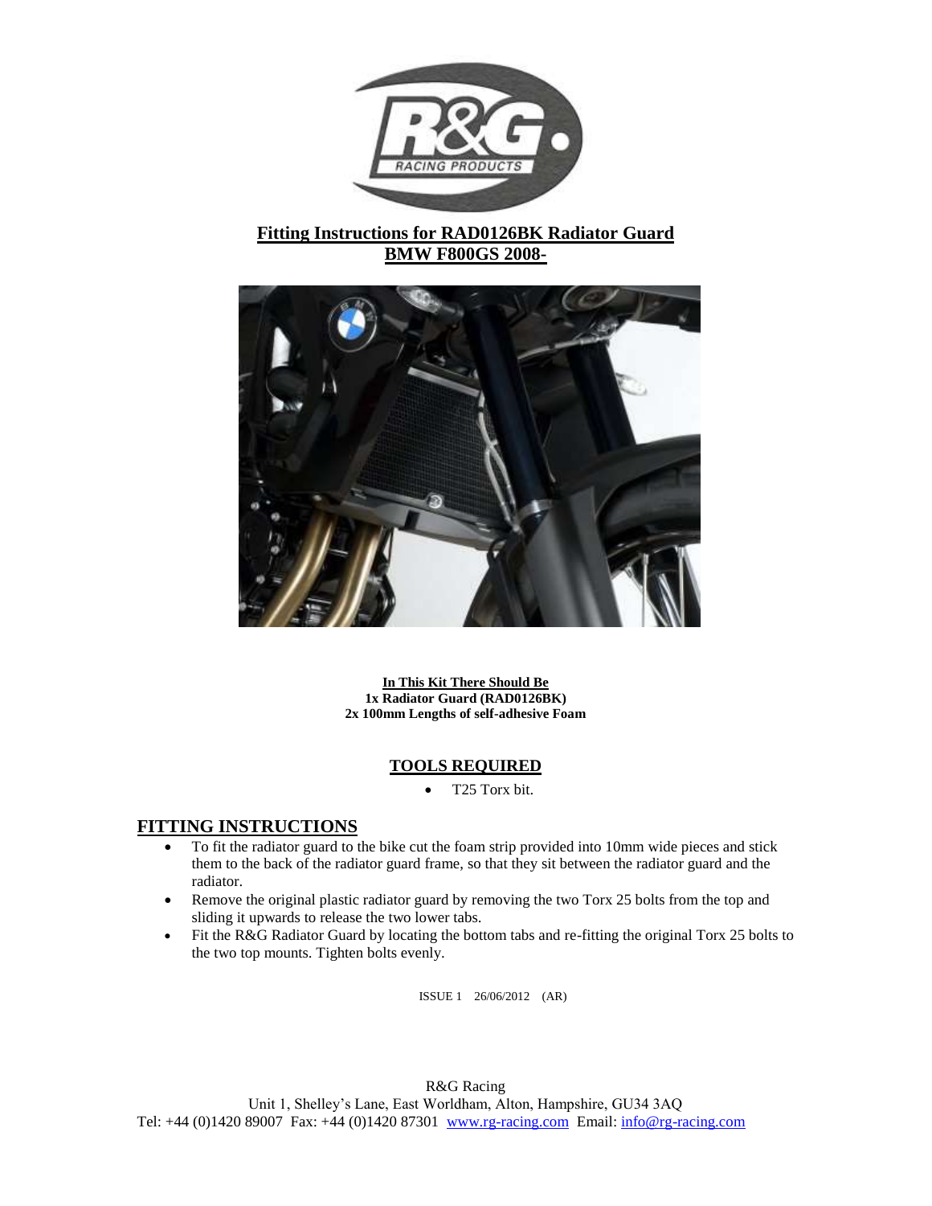# Fitting Instructions for RAD0126BK Radiator Guard
## BMW F800GS 2008-

**In This Kit There Should Be**
**1x Radiator Guard (RAD0126BK)**
**2x 100mm Lengths of self-adhesive Foam**

## TOOLS REQUIRED

- T25 Torx bit.

## FITTING INSTRUCTIONS

- To fit the radiator guard to the bike cut the foam strip provided into 10mm wide pieces and stick them to the back of the radiator guard frame, so that they sit between the radiator guard and the radiator.
- Remove the original plastic radiator guard by removing the two Torx 25 bolts from the top and sliding it upwards to release the two lower tabs.
- Fit the R&G Radiator Guard by locating the bottom tabs and re-fitting the original Torx 25 bolts to the two top mounts. Tighten bolts evenly.

ISSUE 1 26/06/2012 (AR)

R&G Racing
Unit 1, Shelley's Lane, East Worldham, Alton, Hampshire, GU34 3AQ
Tel: +44 (0)1420 89007 Fax: +44 (0)1420 87301 www.rg-racing.com Email: info@rg-racing.com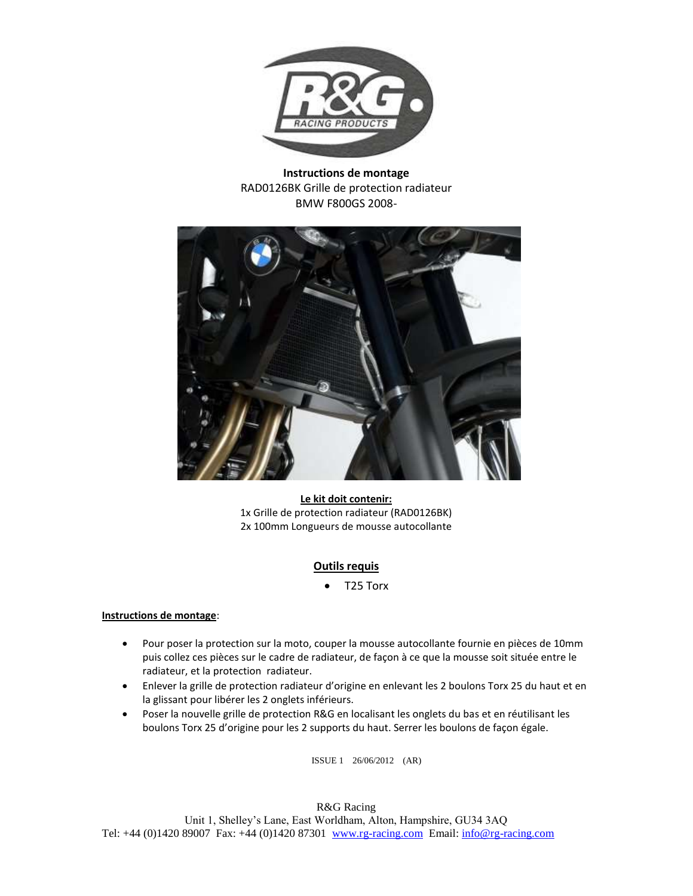**Instructions de montage**
RAD0126BK Grille de protection radiateur
BMW F800GS 2008-

**Le kit doit contenir:**
1x Grille de protection radiateur (RAD0126BK)
2x 100mm Longueurs de mousse autocollante

**Outils requis**

- T25 Torx

**Instructions de montage**:

- Pour poser la protection sur la moto, couper la mousse autocollante fournie en pièces de 10mm puis collez ces pièces sur le cadre de radiateur, de façon à ce que la mousse soit située entre le radiateur, et la protection radiateur.
- Enlever la grille de protection radiateur d'origine en enlevant les 2 boulons Torx 25 du haut et en la glissant pour libérer les 2 onglets inférieurs.
- Poser la nouvelle grille de protection R&G en localisant les onglets du bas et en réutilisant les boulons Torx 25 d'origine pour les 2 supports du haut. Serrer les boulons de façon égale.

ISSUE 1 26/06/2012 (AR)

R&G Racing
Unit 1, Shelley's Lane, East Worldham, Alton, Hampshire, GU34 3AQ
Tel: +44 (0)1420 89007 Fax: +44 (0)1420 87301 www.rg-racing.com Email: info@rg-racing.com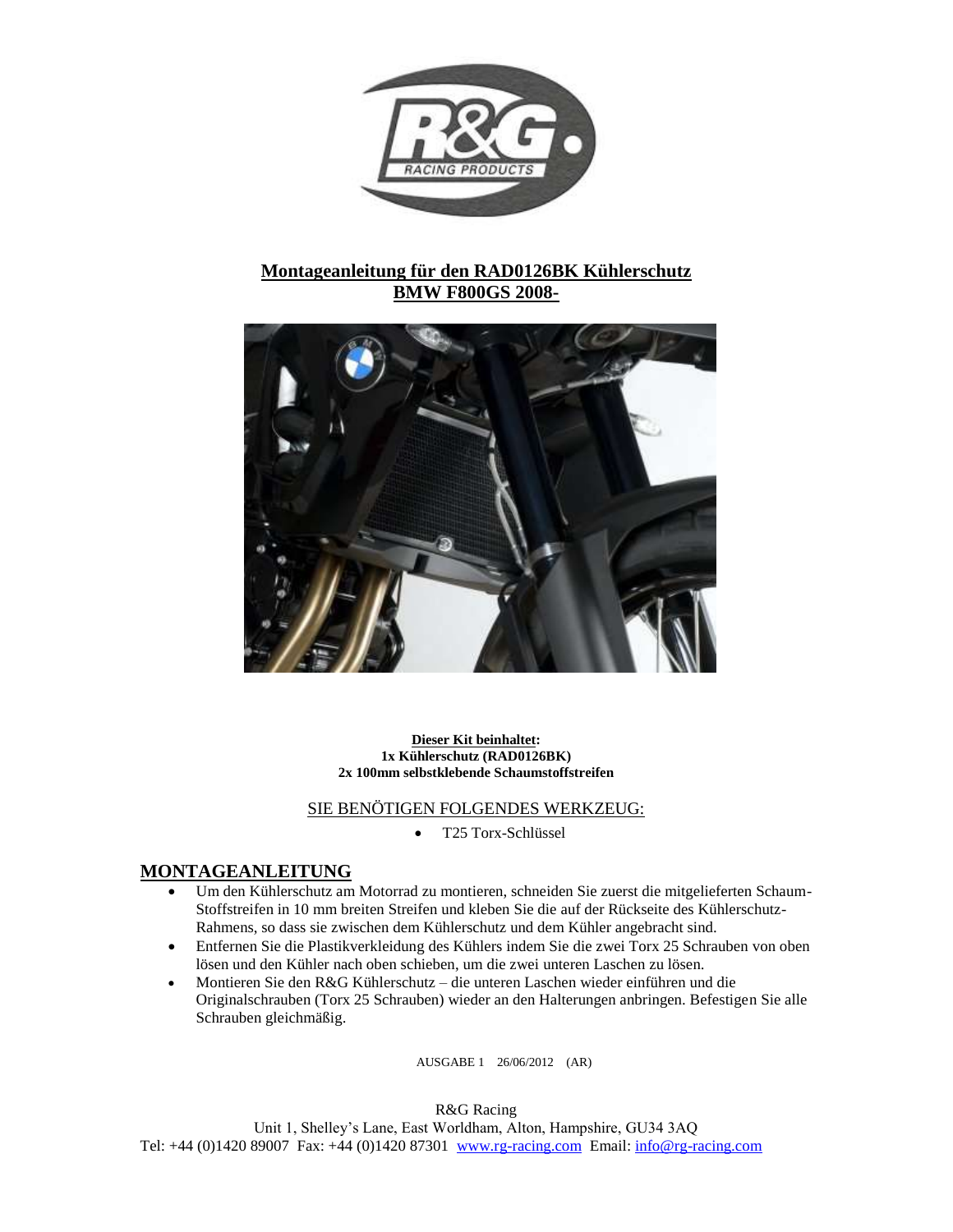# Montageanleitung für den RAD0126BK Kühlerschutz BMW F800GS 2008-

**Dieser Kit beinhaltet:**
**1x Kühlerschutz (RAD0126BK)**
**2x 100mm selbstklebende Schaumstoffstreifen**

SIE BENÖTIGEN FOLGENDES WERKZEUG:

- T25 Torx-Schlüssel

## MONTAGEANLEITUNG

- Um den Kühlerschutz am Motorrad zu montieren, schneiden Sie zuerst die mitgelieferten Schaum-Stoffstreifen in 10 mm breiten Streifen und kleben Sie die auf der Rückseite des Kühlerschutz-Rahmens, so dass sie zwischen dem Kühlerschutz und dem Kühler angebracht sind.
- Entfernen Sie die Plastikverkleidung des Kühlers indem Sie die zwei Torx 25 Schrauben von oben lösen und den Kühler nach oben schieben, um die zwei unteren Laschen zu lösen.
- Montieren Sie den R&G Kühlerschutz – die unteren Laschen wieder einführen und die Originalschrauben (Torx 25 Schrauben) wieder an den Halterungen anbringen. Befestigen Sie alle Schrauben gleichmäßig.

AUSGABE 1 26/06/2012 (AR)

R&G Racing
Unit 1, Shelley's Lane, East Worldham, Alton, Hampshire, GU34 3AQ
Tel: +44 (0)1420 89007 Fax: +44 (0)1420 87301 www.rg-racing.com Email: info@rg-racing.com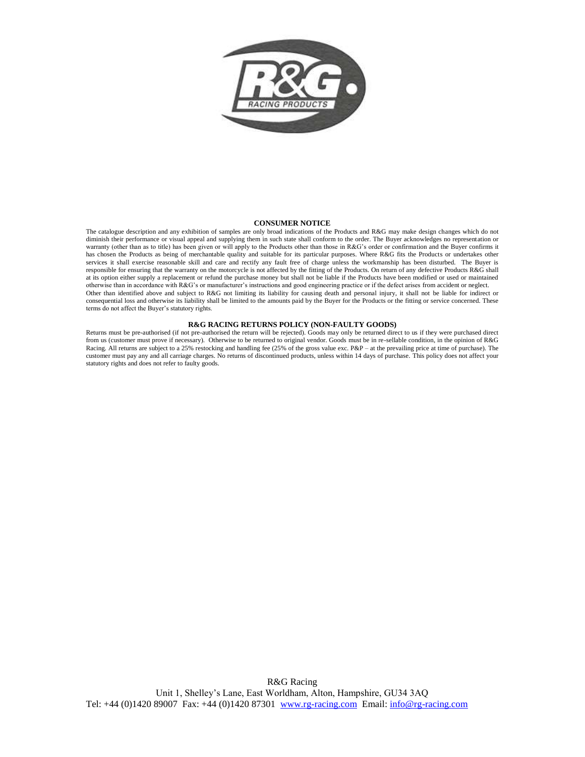## CONSUMER NOTICE

The catalogue description and any exhibition of samples are only broad indications of the Products and R&G may make design changes which do not diminish their performance or visual appeal and supplying them in such state shall conform to the order. The Buyer acknowledges no representation or warranty (other than as to title) has been given or will apply to the Products other than those in R&G's order or confirmation and the Buyer confirms it has chosen the Products as being of merchantable quality and suitable for its particular purposes. Where R&G fits the Products or undertakes other services it shall exercise reasonable skill and care and rectify any fault free of charge unless the workmanship has been disturbed. The Buyer is responsible for ensuring that the warranty on the motorcycle is not affected by the fitting of the Products. On return of any defective Products R&G shall at its option either supply a replacement or refund the purchase money but shall not be liable if the Products have been modified or used or maintained otherwise than in accordance with R&G's or manufacturer's instructions and good engineering practice or if the defect arises from accident or neglect.

Other than identified above and subject to R&G not limiting its liability for causing death and personal injury, it shall not be liable for indirect or consequential loss and otherwise its liability shall be limited to the amounts paid by the Buyer for the Products or the fitting or service concerned. These terms do not affect the Buyer's statutory rights.

## R&G RACING RETURNS POLICY (NON-FAULTY GOODS)

Returns must be pre-authorised (if not pre-authorised the return will be rejected). Goods may only be returned direct to us if they were purchased direct from us (customer must prove if necessary). Otherwise to be returned to original vendor. Goods must be in re-sellable condition, in the opinion of R&G Racing. All returns are subject to a 25% restocking and handling fee (25% of the gross value exc. P&P – at the prevailing price at time of purchase). The customer must pay any and all carriage charges. No returns of discontinued products, unless within 14 days of purchase. This policy does not affect your statutory rights and does not refer to faulty goods.

R&G Racing
Unit 1, Shelley's Lane, East Worldham, Alton, Hampshire, GU34 3AQ
Tel: +44 (0)1420 89007 Fax: +44 (0)1420 87301 www.rg-racing.com Email: info@rg-racing.com